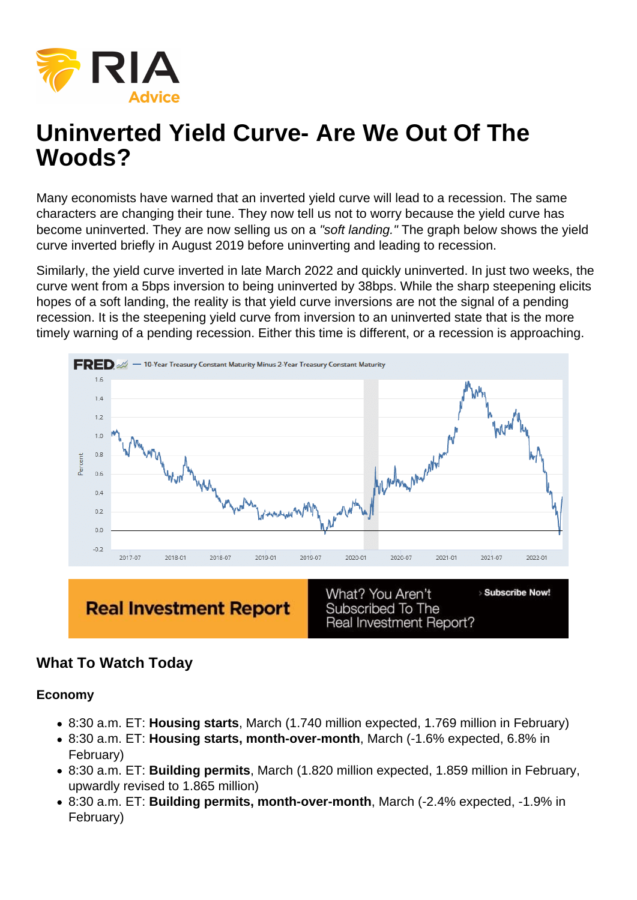# Uninverted Yield Curve- Are We Out Of The Woods?

Many economists have warned that an inverted yield curve will lead to a recession. The same characters are changing their tune. They now tell us not to worry because the yield curve has become uninverted. They are now selling us on a *"soft landing."* The graph below shows the yield curve inverted briefly in August 2019 before uninverting and leading to recession.

Similarly, the yield curve inverted in late March 2022 and quickly uninverted. In just two weeks, the curve went from a 5bps inversion to being uninverted by 38bps. While the sharp steepening elicits hopes of a soft landing, the reality is that yield curve inversions are not the signal of a pending recession. It is the steepening yield curve from inversion to an uninverted state that is the more timely warning of a pending recession. Either this time is different, or a recession is approaching.

## What To Watch Today

### Economy

- 8:30 a.m. ET: **Housing starts**, March (1.740 million expected, 1.769 million in February)
- 8:30 a.m. ET: **Housing starts, month-over-month**, March (-1.6% expected, 6.8% in February)
- 8:30 a.m. ET: **Building permits**, March (1.820 million expected, 1.859 million in February, upwardly revised to 1.865 million)
- 8:30 a.m. ET: **Building permits, month-over-month**, March (-2.4% expected, -1.9% in February)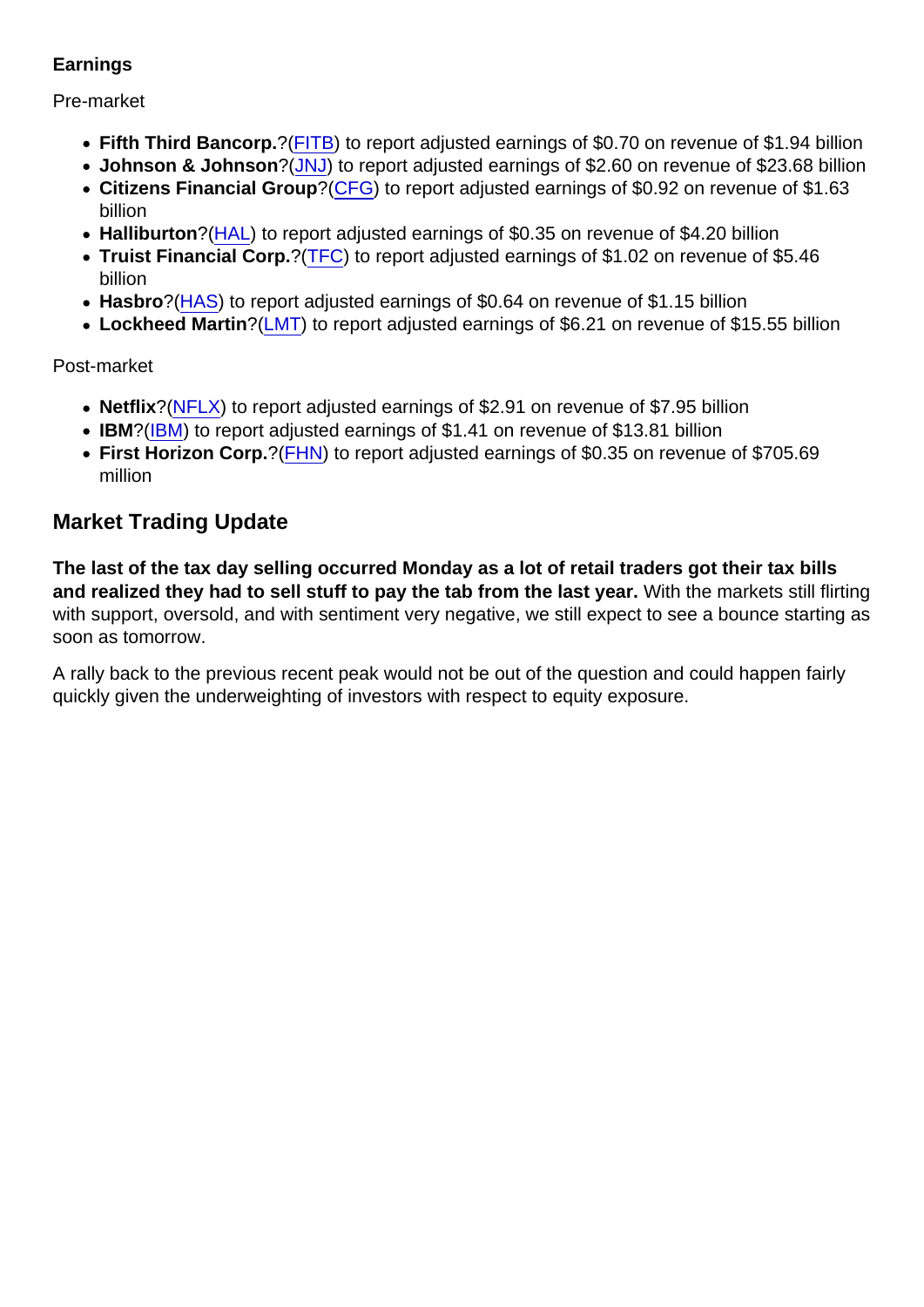**Earnings**

Pre-market

- **Fifth Third Bancorp.**?(FITB) to report adjusted earnings of $0.70 on revenue of $1.94 billion
- **Johnson & Johnson**?(JNJ) to report adjusted earnings of $2.60 on revenue of $23.68 billion
- **Citizens Financial Group**?(CFG) to report adjusted earnings of $0.92 on revenue of $1.63 billion
- **Halliburton**?(HAL) to report adjusted earnings of $0.35 on revenue of $4.20 billion
- **Truist Financial Corp.**?(TFC) to report adjusted earnings of $1.02 on revenue of $5.46 billion
- **Hasbro**?(HAS) to report adjusted earnings of $0.64 on revenue of $1.15 billion
- **Lockheed Martin**?(LMT) to report adjusted earnings of $6.21 on revenue of $15.55 billion

Post-market

- **Netflix**?(NFLX) to report adjusted earnings of $2.91 on revenue of $7.95 billion
- **IBM**?(IBM) to report adjusted earnings of $1.41 on revenue of $13.81 billion
- **First Horizon Corp.**?(FHN) to report adjusted earnings of $0.35 on revenue of $705.69 million

## Market Trading Update

**The last of the tax day selling occurred Monday as a lot of retail traders got their tax bills and realized they had to sell stuff to pay the tab from the last year.** With the markets still flirting with support, oversold, and with sentiment very negative, we still expect to see a bounce starting as soon as tomorrow.

A rally back to the previous recent peak would not be out of the question and could happen fairly quickly given the underweighting of investors with respect to equity exposure.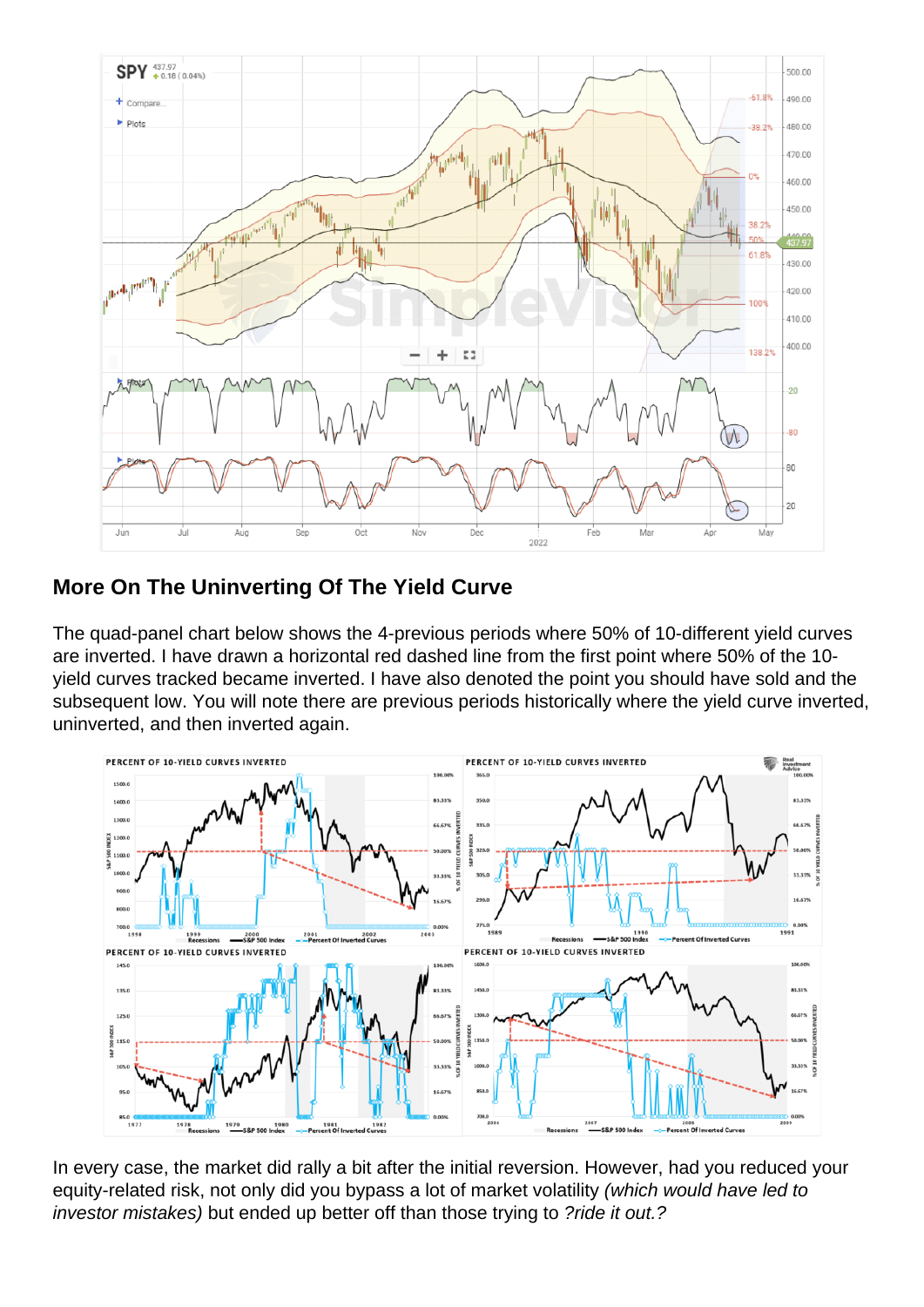## More On The Uninverting Of The Yield Curve

The quad-panel chart below shows the 4-previous periods where 50% of 10-different yield curves are inverted. I have drawn a horizontal red dashed line from the first point where 50% of the 10-yield curves tracked became inverted. I have also denoted the point you should have sold and the subsequent low. You will note there are previous periods historically where the yield curve inverted, uninverted, and then inverted again.

In every case, the market did rally a bit after the initial reversion. However, had you reduced your equity-related risk, not only did you bypass a lot of market volatility *(which would have led to investor mistakes)* but ended up better off than those trying to *?ride it out.?*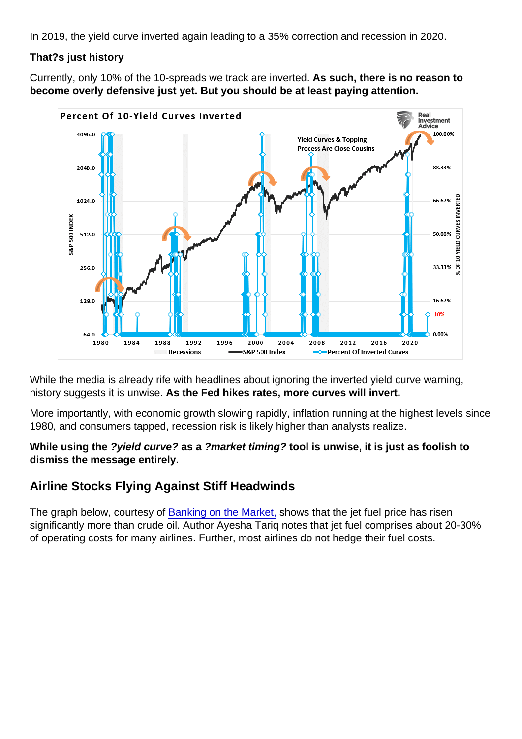In 2019, the yield curve inverted again leading to a 35% correction and recession in 2020.

**That?s just history**

Currently, only 10% of the 10-spreads we track are inverted. **As such, there is no reason to become overly defensive just yet. But you should be at least paying attention.**

While the media is already rife with headlines about ignoring the inverted yield curve warning, history suggests it is unwise. **As the Fed hikes rates, more curves will invert.**

More importantly, with economic growth slowing rapidly, inflation running at the highest levels since 1980, and consumers tapped, recession risk is likely higher than analysts realize.

**While using the *?yield curve?* as a *?market timing?* tool is unwise, it is just as foolish to dismiss the message entirely.**

## Airline Stocks Flying Against Stiff Headwinds

The graph below, courtesy of Banking on the Market, shows that the jet fuel price has risen significantly more than crude oil. Author Ayesha Tariq notes that jet fuel comprises about 20-30% of operating costs for many airlines. Further, most airlines do not hedge their fuel costs.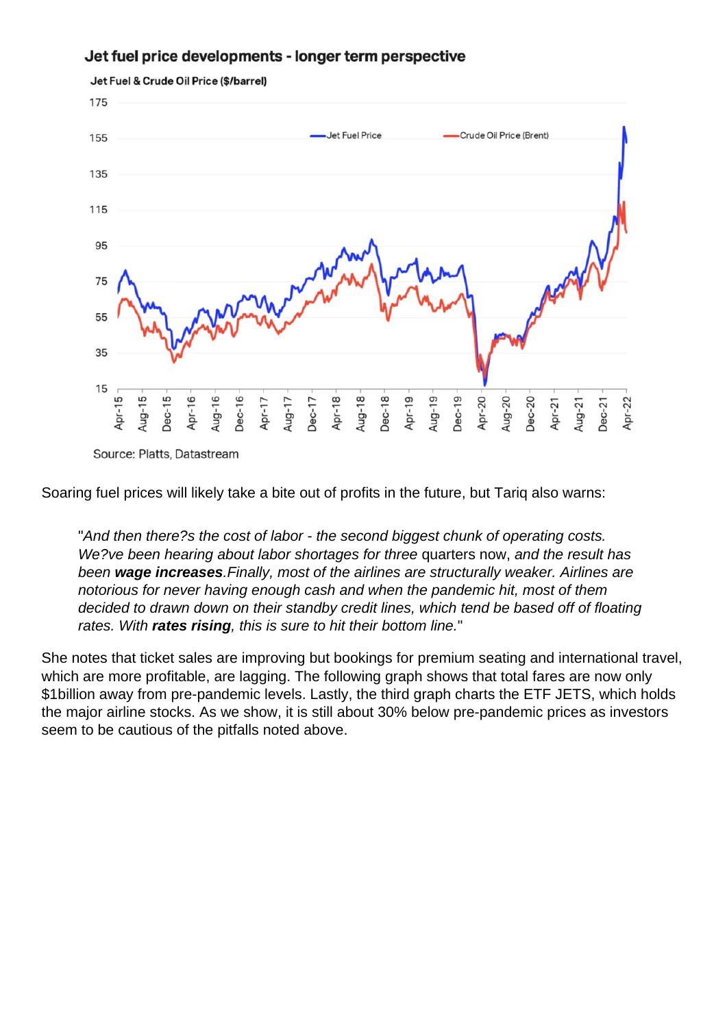Jet fuel price developments - longer term perspective

Jet Fuel & Crude Oil Price ($/barrel)

Source: Platts, Datastream

Soaring fuel prices will likely take a bite out of profits in the future, but Tariq also warns:

> "*And then there?s the cost of labor - the second biggest chunk of operating costs. We?ve been hearing about labor shortages for three* quarters now, *and the result has been* ***wage increases***.*Finally, most of the airlines are structurally weaker. Airlines are notorious for never having enough cash and when the pandemic hit, most of them decided to drawn down on their standby credit lines, which tend be based off of floating rates. With* ***rates rising****, this is sure to hit their bottom line.*"

She notes that ticket sales are improving but bookings for premium seating and international travel, which are more profitable, are lagging. The following graph shows that total fares are now only $1billion away from pre-pandemic levels. Lastly, the third graph charts the ETF JETS, which holds the major airline stocks. As we show, it is still about 30% below pre-pandemic prices as investors seem to be cautious of the pitfalls noted above.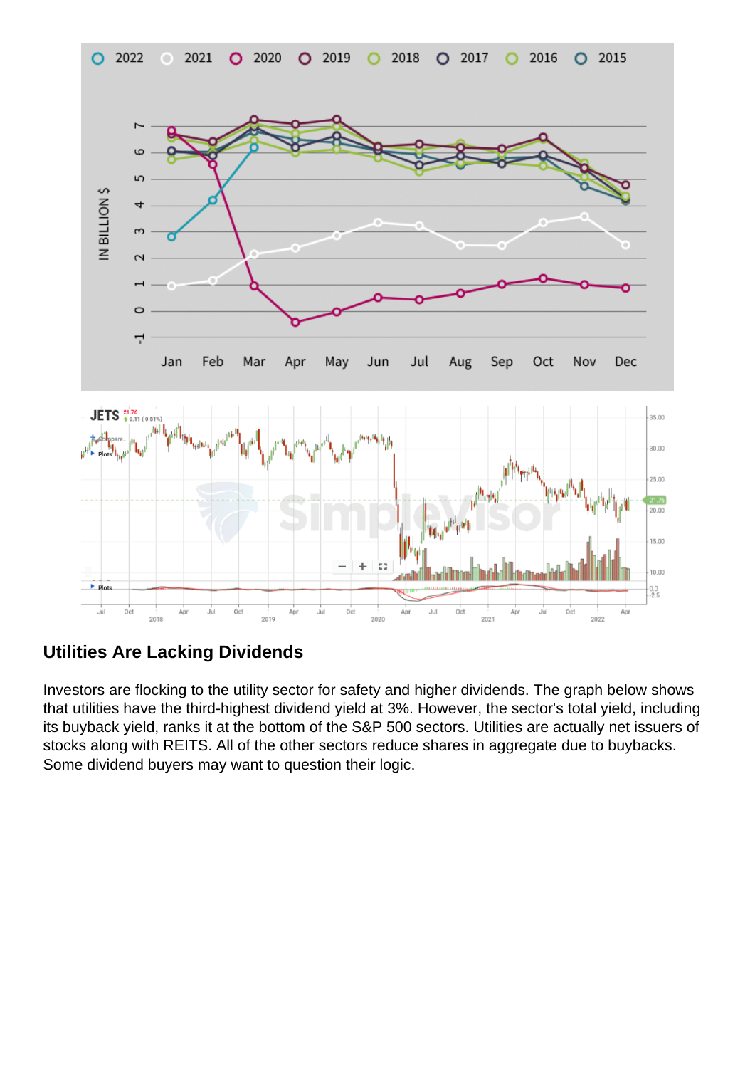## Utilities Are Lacking Dividends

Investors are flocking to the utility sector for safety and higher dividends. The graph below shows that utilities have the third-highest dividend yield at 3%. However, the sector's total yield, including its buyback yield, ranks it at the bottom of the S&P 500 sectors. Utilities are actually net issuers of stocks along with REITS. All of the other sectors reduce shares in aggregate due to buybacks. Some dividend buyers may want to question their logic.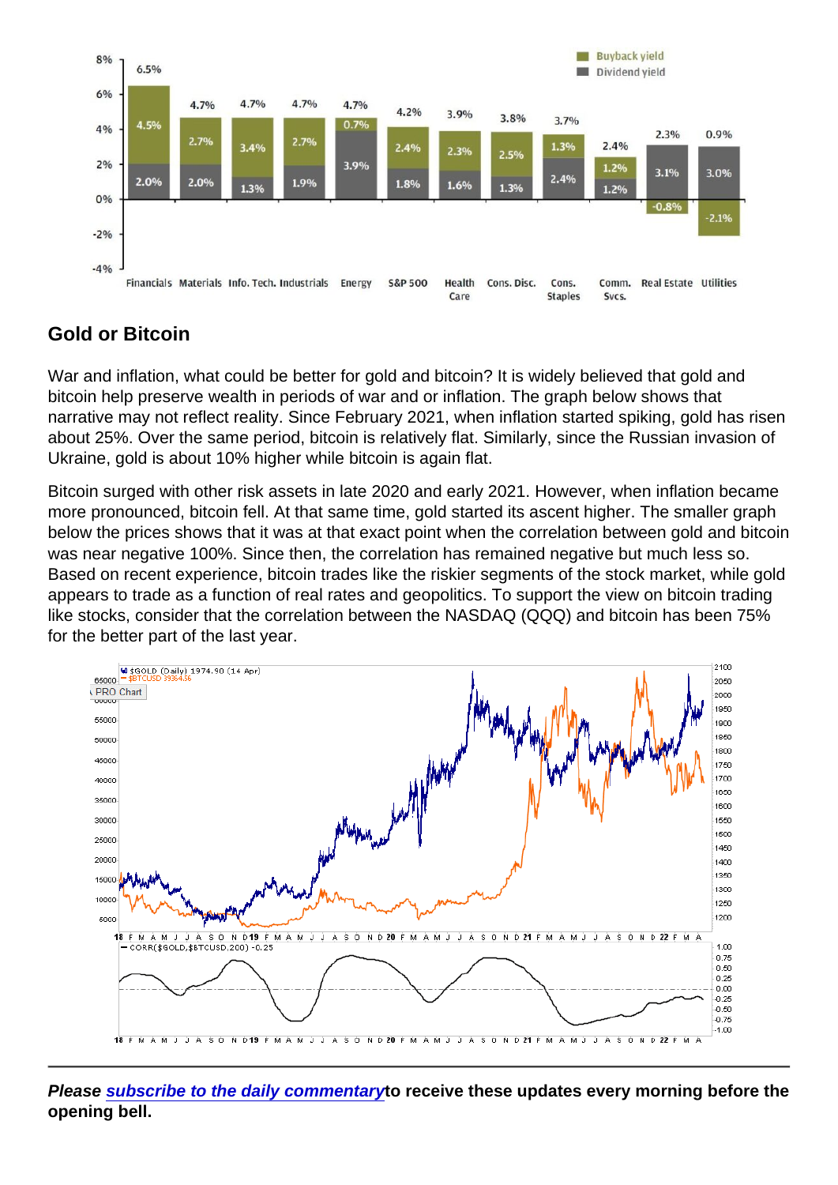Buyback yield
Dividend yield

8%
6%
4%
2%
0%
-2%
-4%

Financials 6.5% (4.5% / 2.0%)
Materials 4.7% (2.7% / 2.0%)
Info. Tech. 4.7% (3.4% / 1.3%)
Industrials 4.7% (2.7% / 1.9%)
Energy 4.7% (0.7% / 3.9%)
S&P 500 4.2% (2.4% / 1.8%)
Health Care 3.9% (2.3% / 1.6%)
Cons. Disc. 3.8% (2.5% / 1.3%)
Cons. Staples 3.7% (1.3% / 2.4%)
Comm. Svcs. 2.4% (1.2% / 1.2%)
Real Estate 2.3% (3.1% / -0.8%)
Utilities 0.9% (3.0% / -2.1%)

## Gold or Bitcoin

War and inflation, what could be better for gold and bitcoin? It is widely believed that gold and bitcoin help preserve wealth in periods of war and or inflation. The graph below shows that narrative may not reflect reality. Since February 2021, when inflation started spiking, gold has risen about 25%. Over the same period, bitcoin is relatively flat. Similarly, since the Russian invasion of Ukraine, gold is about 10% higher while bitcoin is again flat.

Bitcoin surged with other risk assets in late 2020 and early 2021. However, when inflation became more pronounced, bitcoin fell. At that same time, gold started its ascent higher. The smaller graph below the prices shows that it was at that exact point when the correlation between gold and bitcoin was near negative 100%. Since then, the correlation has remained negative but much less so. Based on recent experience, bitcoin trades like the riskier segments of the stock market, while gold appears to trade as a function of real rates and geopolitics. To support the view on bitcoin trading like stocks, consider that the correlation between the NASDAQ (QQQ) and bitcoin has been 75% for the better part of the last year.

$GOLD (Daily) 1974.90 (14 Apr)
$BTCUSD 39354.56
PRO Chart
CORR($GOLD,$BTCUSD,200) -0.25

---

***Please [subscribe to the daily commentary](#)* to receive these updates every morning before the opening bell.**